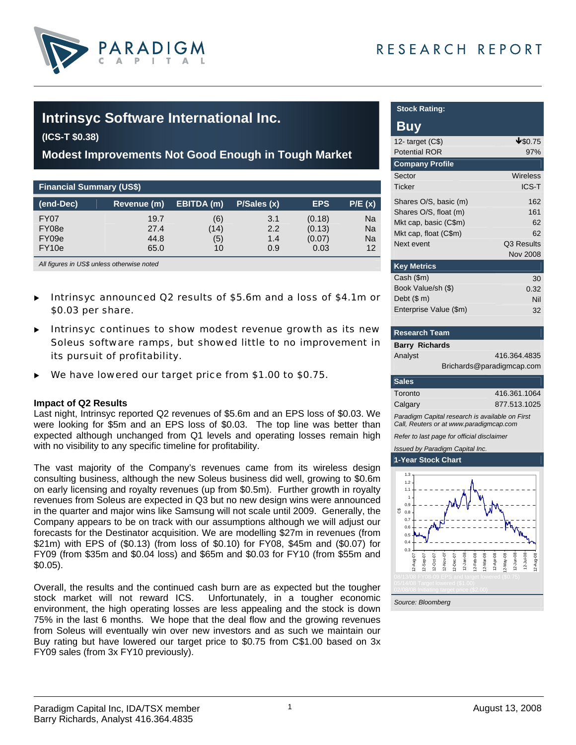# Intrinsyc Software International Inc.

**(ICS-T $0.38)**

## Modest Improvements Not Good Enough in Tough Market

**Financial Summary (US$)**

| (end-Dec) | Revenue (m) | EBITDA (m) | P/Sales (x) | EPS | P/E (x) |
|---|---|---|---|---|---|
| FY07 | 19.7 | (6) | 3.1 | (0.18) | Na |
| FY08e | 27.4 | (14) | 2.2 | (0.13) | Na |
| FY09e | 44.8 | (5) | 1.4 | (0.07) | Na |
| FY10e | 65.0 | 10 | 0.9 | 0.03 | 12 |

*All figures in US$ unless otherwise noted*

- Intrinsyc announced Q2 results of $5.6m and a loss of $4.1m or $0.03 per share.
- Intrinsyc continues to show modest revenue growth as its new Soleus software ramps, but showed little to no improvement in its pursuit of profitability.
- We have lowered our target price from $1.00 to $0.75.

### Impact of Q2 Results

Last night, Intrinsyc reported Q2 revenues of $5.6m and an EPS loss of $0.03. We were looking for $5m and an EPS loss of $0.03. The top line was better than expected although unchanged from Q1 levels and operating losses remain high with no visibility to any specific timeline for profitability.

The vast majority of the Company's revenues came from its wireless design consulting business, although the new Soleus business did well, growing to $0.6m on early licensing and royalty revenues (up from $0.5m). Further growth in royalty revenues from Soleus are expected in Q3 but no new design wins were announced in the quarter and major wins like Samsung will not scale until 2009. Generally, the Company appears to be on track with our assumptions although we will adjust our forecasts for the Destinator acquisition. We are modelling $27m in revenues (from $21m) with EPS of ($0.13) (from loss of $0.10) for FY08, $45m and ($0.07) for FY09 (from $35m and $0.04 loss) and $65m and $0.03 for FY10 (from $55m and $0.05).

Overall, the results and the continued cash burn are as expected but the tougher stock market will not reward ICS. Unfortunately, in a tougher economic environment, the high operating losses are less appealing and the stock is down 75% in the last 6 months. We hope that the deal flow and the growing revenues from Soleus will eventually win over new investors and as such we maintain our Buy rating but have lowered our target price to $0.75 from C$1.00 based on 3x FY09 sales (from 3x FY10 previously).

**Stock Rating:**

**Buy**

| | |
|---|---|
| 12- target (C$) | ↓$0.75 |
| Potential ROR | 97% |
| **Company Profile** | |
| Sector | Wireless |
| Ticker | ICS-T |
| Shares O/S, basic (m) | 162 |
| Shares O/S, float (m) | 161 |
| Mkt cap, basic (C$m) | 62 |
| Mkt cap, float (C$m) | 62 |
| Next event | Q3 Results Nov 2008 |
| **Key Metrics** | |
| Cash ($m) | 30 |
| Book Value/sh ($) | 0.32 |
| Debt ($ m) | Nil |
| Enterprise Value ($m) | 32 |

**Research Team**

**Barry Richards**
Analyst 416.364.4835
Brichards@paradigmcap.com

**Sales**

| | |
|---|---|
| Toronto | 416.361.1064 |
| Calgary | 877.513.1025 |

*Paradigm Capital research is available on First Call, Reuters or at www.paradigmcap.com*

*Refer to last page for official disclaimer*

*Issued by Paradigm Capital Inc.*

**1-Year Stock Chart**

08/13/08 FY08-09 EPS and target lowered ($0.75)
05/14/08 Target lowered ($1.00)
02/08/08 Initiating target price ($2.00)

*Source: Bloomberg*

Paradigm Capital Inc, IDA/TSX member
Barry Richards, Analyst 416.364.4835

August 13, 2008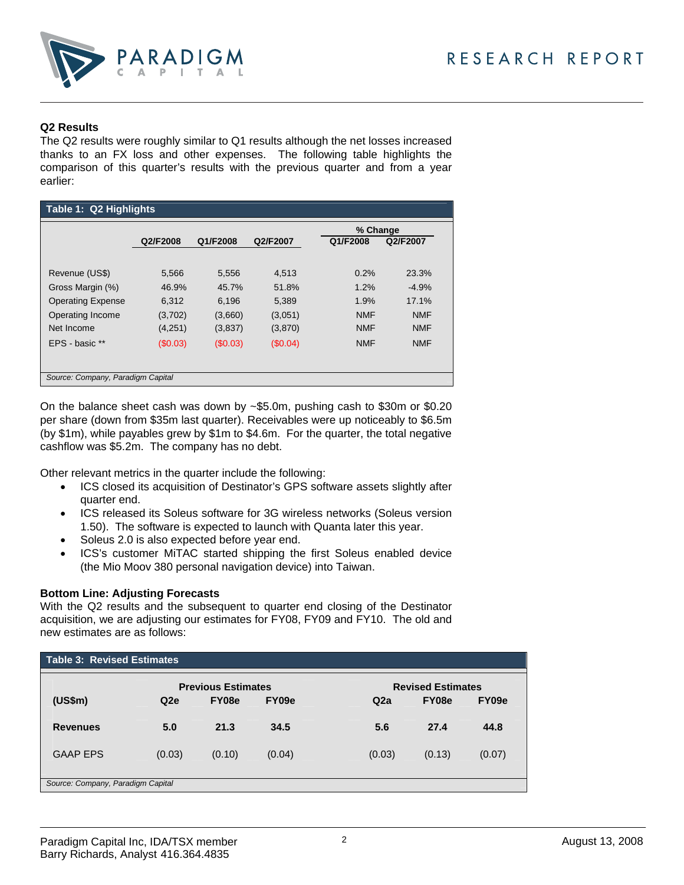## Q2 Results

The Q2 results were roughly similar to Q1 results although the net losses increased thanks to an FX loss and other expenses. The following table highlights the comparison of this quarter's results with the previous quarter and from a year earlier:

**Table 1: Q2 Highlights**

| | Q2/F2008 | Q1/F2008 | Q2/F2007 | % Change Q1/F2008 | % Change Q2/F2007 |
|---|---|---|---|---|---|
| Revenue (US$) | 5,566 | 5,556 | 4,513 | 0.2% | 23.3% |
| Gross Margin (%) | 46.9% | 45.7% | 51.8% | 1.2% | -4.9% |
| Operating Expense | 6,312 | 6,196 | 5,389 | 1.9% | 17.1% |
| Operating Income | (3,702) | (3,660) | (3,051) | NMF | NMF |
| Net Income | (4,251) | (3,837) | (3,870) | NMF | NMF |
| EPS - basic ** | ($0.03) | ($0.03) | ($0.04) | NMF | NMF |

*Source: Company, Paradigm Capital*

On the balance sheet cash was down by ~$5.0m, pushing cash to $30m or $0.20 per share (down from $35m last quarter). Receivables were up noticeably to $6.5m (by $1m), while payables grew by $1m to $4.6m. For the quarter, the total negative cashflow was $5.2m. The company has no debt.

Other relevant metrics in the quarter include the following:

- ICS closed its acquisition of Destinator's GPS software assets slightly after quarter end.
- ICS released its Soleus software for 3G wireless networks (Soleus version 1.50). The software is expected to launch with Quanta later this year.
- Soleus 2.0 is also expected before year end.
- ICS's customer MiTAC started shipping the first Soleus enabled device (the Mio Moov 380 personal navigation device) into Taiwan.

## Bottom Line: Adjusting Forecasts

With the Q2 results and the subsequent to quarter end closing of the Destinator acquisition, we are adjusting our estimates for FY08, FY09 and FY10. The old and new estimates are as follows:

**Table 3: Revised Estimates**

| | Previous Estimates | | | Revised Estimates | | |
|---|---|---|---|---|---|---|
| **(US$m)** | **Q2e** | **FY08e** | **FY09e** | **Q2a** | **FY08e** | **FY09e** |
| **Revenues** | **5.0** | **21.3** | **34.5** | **5.6** | **27.4** | **44.8** |
| GAAP EPS | (0.03) | (0.10) | (0.04) | (0.03) | (0.13) | (0.07) |

*Source: Company, Paradigm Capital*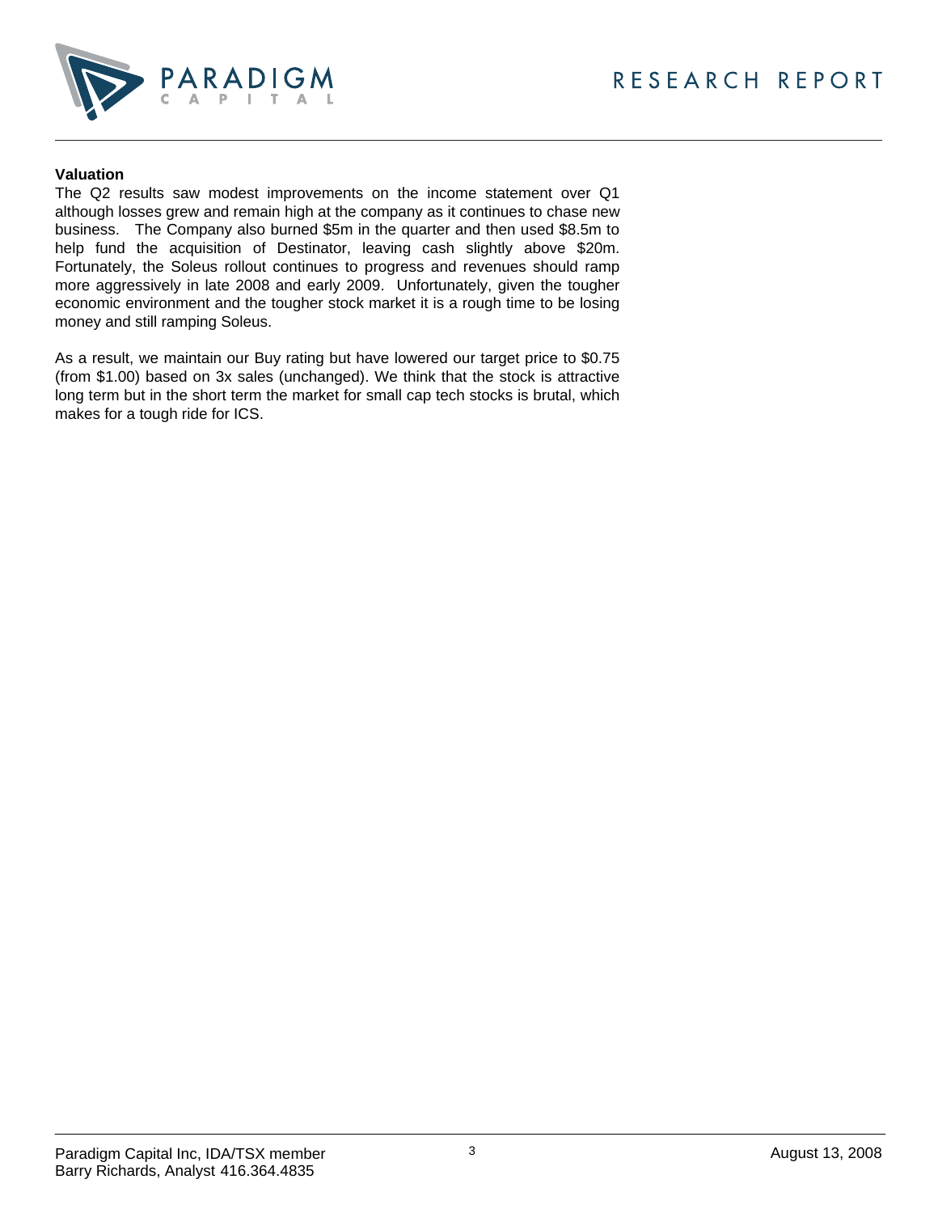**Valuation**

The Q2 results saw modest improvements on the income statement over Q1 although losses grew and remain high at the company as it continues to chase new business. The Company also burned $5m in the quarter and then used $8.5m to help fund the acquisition of Destinator, leaving cash slightly above $20m. Fortunately, the Soleus rollout continues to progress and revenues should ramp more aggressively in late 2008 and early 2009. Unfortunately, given the tougher economic environment and the tougher stock market it is a rough time to be losing money and still ramping Soleus.

As a result, we maintain our Buy rating but have lowered our target price to $0.75 (from $1.00) based on 3x sales (unchanged). We think that the stock is attractive long term but in the short term the market for small cap tech stocks is brutal, which makes for a tough ride for ICS.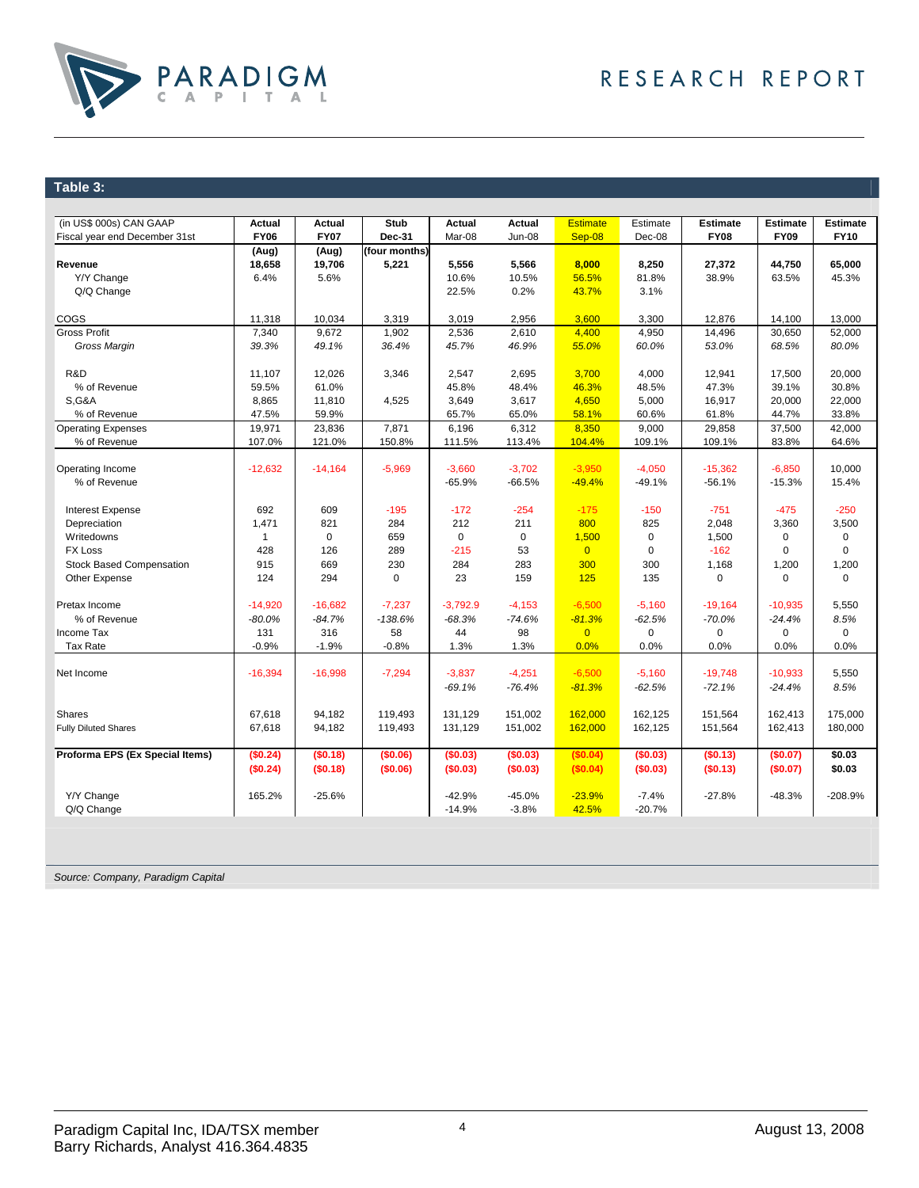## Table 3:

| (in US$ 000s) CAN GAAP<br>Fiscal year end December 31st | Actual<br>FY06 | Actual<br>FY07 | Stub<br>Dec-31 | Actual<br>Mar-08 | Actual<br>Jun-08 | Estimate<br>Sep-08 | Estimate<br>Dec-08 | Estimate<br>FY08 | Estimate<br>FY09 | Estimate<br>FY10 |
|---|---|---|---|---|---|---|---|---|---|---|
| | (Aug) | (Aug) | (four months) | | | | | | | |
| **Revenue** | **18,658** | **19,706** | **5,221** | **5,556** | **5,566** | **8,000** | **8,250** | **27,372** | **44,750** | **65,000** |
| Y/Y Change | 6.4% | 5.6% | | 10.6% | 10.5% | 56.5% | 81.8% | 38.9% | 63.5% | 45.3% |
| Q/Q Change | | | | 22.5% | 0.2% | 43.7% | 3.1% | | | |
| COGS | 11,318 | 10,034 | 3,319 | 3,019 | 2,956 | 3,600 | 3,300 | 12,876 | 14,100 | 13,000 |
| Gross Profit | 7,340 | 9,672 | 1,902 | 2,536 | 2,610 | 4,400 | 4,950 | 14,496 | 30,650 | 52,000 |
| *Gross Margin* | *39.3%* | *49.1%* | *36.4%* | *45.7%* | *46.9%* | *55.0%* | *60.0%* | *53.0%* | *68.5%* | *80.0%* |
| R&D | 11,107 | 12,026 | 3,346 | 2,547 | 2,695 | 3,700 | 4,000 | 12,941 | 17,500 | 20,000 |
| % of Revenue | 59.5% | 61.0% | | 45.8% | 48.4% | 46.3% | 48.5% | 47.3% | 39.1% | 30.8% |
| S,G&A | 8,865 | 11,810 | 4,525 | 3,649 | 3,617 | 4,650 | 5,000 | 16,917 | 20,000 | 22,000 |
| % of Revenue | 47.5% | 59.9% | | 65.7% | 65.0% | 58.1% | 60.6% | 61.8% | 44.7% | 33.8% |
| Operating Expenses | 19,971 | 23,836 | 7,871 | 6,196 | 6,312 | 8,350 | 9,000 | 29,858 | 37,500 | 42,000 |
| % of Revenue | 107.0% | 121.0% | 150.8% | 111.5% | 113.4% | 104.4% | 109.1% | 109.1% | 83.8% | 64.6% |
| Operating Income | -12,632 | -14,164 | -5,969 | -3,660 | -3,702 | -3,950 | -4,050 | -15,362 | -6,850 | 10,000 |
| % of Revenue | | | | -65.9% | -66.5% | -49.4% | -49.1% | -56.1% | -15.3% | 15.4% |
| Interest Expense | 692 | 609 | -195 | -172 | -254 | -175 | -150 | -751 | -475 | -250 |
| Depreciation | 1,471 | 821 | 284 | 212 | 211 | 800 | 825 | 2,048 | 3,360 | 3,500 |
| Writedowns | 1 | 0 | 659 | 0 | 0 | 1,500 | 0 | 1,500 | 0 | 0 |
| FX Loss | 428 | 126 | 289 | -215 | 53 | 0 | 0 | -162 | 0 | 0 |
| Stock Based Compensation | 915 | 669 | 230 | 284 | 283 | 300 | 300 | 1,168 | 1,200 | 1,200 |
| Other Expense | 124 | 294 | 0 | 23 | 159 | 125 | 135 | 0 | 0 | 0 |
| Pretax Income | -14,920 | -16,682 | -7,237 | -3,792.9 | -4,153 | -6,500 | -5,160 | -19,164 | -10,935 | 5,550 |
| % of Revenue | *-80.0%* | *-84.7%* | *-138.6%* | *-68.3%* | *-74.6%* | *-81.3%* | *-62.5%* | *-70.0%* | *-24.4%* | *8.5%* |
| Income Tax | 131 | 316 | 58 | 44 | 98 | 0 | 0 | 0 | 0 | 0 |
| Tax Rate | -0.9% | -1.9% | -0.8% | 1.3% | 1.3% | 0.0% | 0.0% | 0.0% | 0.0% | 0.0% |
| Net Income | -16,394 | -16,998 | -7,294 | -3,837 | -4,251 | -6,500 | -5,160 | -19,748 | -10,933 | 5,550 |
| | | | | *-69.1%* | *-76.4%* | *-81.3%* | *-62.5%* | *-72.1%* | *-24.4%* | *8.5%* |
| Shares | 67,618 | 94,182 | 119,493 | 131,129 | 151,002 | 162,000 | 162,125 | 151,564 | 162,413 | 175,000 |
| Fully Diluted Shares | 67,618 | 94,182 | 119,493 | 131,129 | 151,002 | 162,000 | 162,125 | 151,564 | 162,413 | 180,000 |
| **Proforma EPS (Ex Special Items)** | **($0.24)** | **($0.18)** | **($0.06)** | **($0.03)** | **($0.03)** | **($0.04)** | **($0.03)** | **($0.13)** | **($0.07)** | **$0.03** |
| | **($0.24)** | **($0.18)** | **($0.06)** | **($0.03)** | **($0.03)** | **($0.04)** | **($0.03)** | **($0.13)** | **($0.07)** | **$0.03** |
| Y/Y Change | 165.2% | -25.6% | | -42.9% | -45.0% | -23.9% | -7.4% | -27.8% | -48.3% | -208.9% |
| Q/Q Change | | | | -14.9% | -3.8% | 42.5% | -20.7% | | | |

*Source: Company, Paradigm Capital*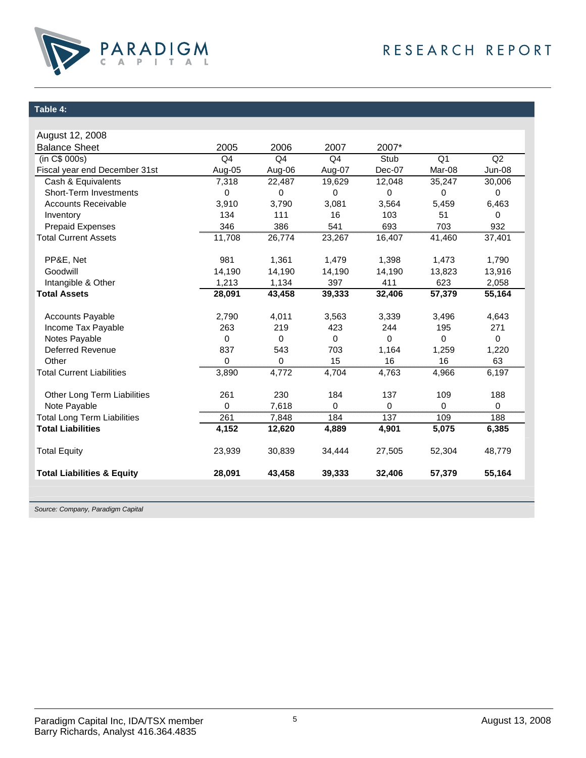**Table 4:**

| August 12, 2008 | | | | | | |
|---|---|---|---|---|---|---|
| Balance Sheet | 2005 | 2006 | 2007 | 2007* | | |
| (in C$ 000s) | Q4 | Q4 | Q4 | Stub | Q1 | Q2 |
| Fiscal year end December 31st | Aug-05 | Aug-06 | Aug-07 | Dec-07 | Mar-08 | Jun-08 |
| Cash & Equivalents | 7,318 | 22,487 | 19,629 | 12,048 | 35,247 | 30,006 |
| Short-Term Investments | 0 | 0 | 0 | 0 | 0 | 0 |
| Accounts Receivable | 3,910 | 3,790 | 3,081 | 3,564 | 5,459 | 6,463 |
| Inventory | 134 | 111 | 16 | 103 | 51 | 0 |
| Prepaid Expenses | 346 | 386 | 541 | 693 | 703 | 932 |
| Total Current Assets | 11,708 | 26,774 | 23,267 | 16,407 | 41,460 | 37,401 |
| PP&E, Net | 981 | 1,361 | 1,479 | 1,398 | 1,473 | 1,790 |
| Goodwill | 14,190 | 14,190 | 14,190 | 14,190 | 13,823 | 13,916 |
| Intangible & Other | 1,213 | 1,134 | 397 | 411 | 623 | 2,058 |
| **Total Assets** | **28,091** | **43,458** | **39,333** | **32,406** | **57,379** | **55,164** |
| Accounts Payable | 2,790 | 4,011 | 3,563 | 3,339 | 3,496 | 4,643 |
| Income Tax Payable | 263 | 219 | 423 | 244 | 195 | 271 |
| Notes Payable | 0 | 0 | 0 | 0 | 0 | 0 |
| Deferred Revenue | 837 | 543 | 703 | 1,164 | 1,259 | 1,220 |
| Other | 0 | 0 | 15 | 16 | 16 | 63 |
| Total Current Liabilities | 3,890 | 4,772 | 4,704 | 4,763 | 4,966 | 6,197 |
| Other Long Term Liabilities | 261 | 230 | 184 | 137 | 109 | 188 |
| Note Payable | 0 | 7,618 | 0 | 0 | 0 | 0 |
| Total Long Term Liabilities | 261 | 7,848 | 184 | 137 | 109 | 188 |
| **Total Liabilities** | **4,152** | **12,620** | **4,889** | **4,901** | **5,075** | **6,385** |
| Total Equity | 23,939 | 30,839 | 34,444 | 27,505 | 52,304 | 48,779 |
| **Total Liabilities & Equity** | **28,091** | **43,458** | **39,333** | **32,406** | **57,379** | **55,164** |

*Source: Company, Paradigm Capital*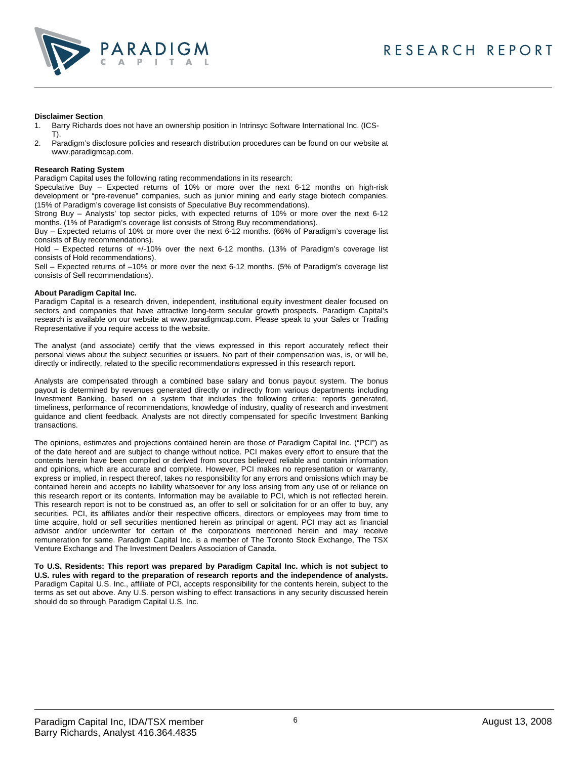**Disclaimer Section**

1. Barry Richards does not have an ownership position in Intrinsyc Software International Inc. (ICS-T).
2. Paradigm's disclosure policies and research distribution procedures can be found on our website at www.paradigmcap.com.

**Research Rating System**

Paradigm Capital uses the following rating recommendations in its research:

Speculative Buy – Expected returns of 10% or more over the next 6-12 months on high-risk development or "pre-revenue" companies, such as junior mining and early stage biotech companies. (15% of Paradigm's coverage list consists of Speculative Buy recommendations).

Strong Buy – Analysts' top sector picks, with expected returns of 10% or more over the next 6-12 months. (1% of Paradigm's coverage list consists of Strong Buy recommendations).

Buy – Expected returns of 10% or more over the next 6-12 months. (66% of Paradigm's coverage list consists of Buy recommendations).

Hold – Expected returns of +/-10% over the next 6-12 months. (13% of Paradigm's coverage list consists of Hold recommendations).

Sell – Expected returns of –10% or more over the next 6-12 months. (5% of Paradigm's coverage list consists of Sell recommendations).

**About Paradigm Capital Inc.**

Paradigm Capital is a research driven, independent, institutional equity investment dealer focused on sectors and companies that have attractive long-term secular growth prospects. Paradigm Capital's research is available on our website at www.paradigmcap.com. Please speak to your Sales or Trading Representative if you require access to the website.

The analyst (and associate) certify that the views expressed in this report accurately reflect their personal views about the subject securities or issuers. No part of their compensation was, is, or will be, directly or indirectly, related to the specific recommendations expressed in this research report.

Analysts are compensated through a combined base salary and bonus payout system. The bonus payout is determined by revenues generated directly or indirectly from various departments including Investment Banking, based on a system that includes the following criteria: reports generated, timeliness, performance of recommendations, knowledge of industry, quality of research and investment guidance and client feedback. Analysts are not directly compensated for specific Investment Banking transactions.

The opinions, estimates and projections contained herein are those of Paradigm Capital Inc. ("PCI") as of the date hereof and are subject to change without notice. PCI makes every effort to ensure that the contents herein have been compiled or derived from sources believed reliable and contain information and opinions, which are accurate and complete. However, PCI makes no representation or warranty, express or implied, in respect thereof, takes no responsibility for any errors and omissions which may be contained herein and accepts no liability whatsoever for any loss arising from any use of or reliance on this research report or its contents. Information may be available to PCI, which is not reflected herein. This research report is not to be construed as, an offer to sell or solicitation for or an offer to buy, any securities. PCI, its affiliates and/or their respective officers, directors or employees may from time to time acquire, hold or sell securities mentioned herein as principal or agent. PCI may act as financial advisor and/or underwriter for certain of the corporations mentioned herein and may receive remuneration for same. Paradigm Capital Inc. is a member of The Toronto Stock Exchange, The TSX Venture Exchange and The Investment Dealers Association of Canada.

**To U.S. Residents: This report was prepared by Paradigm Capital Inc. which is not subject to U.S. rules with regard to the preparation of research reports and the independence of analysts.** Paradigm Capital U.S. Inc., affiliate of PCI, accepts responsibility for the contents herein, subject to the terms as set out above. Any U.S. person wishing to effect transactions in any security discussed herein should do so through Paradigm Capital U.S. Inc.